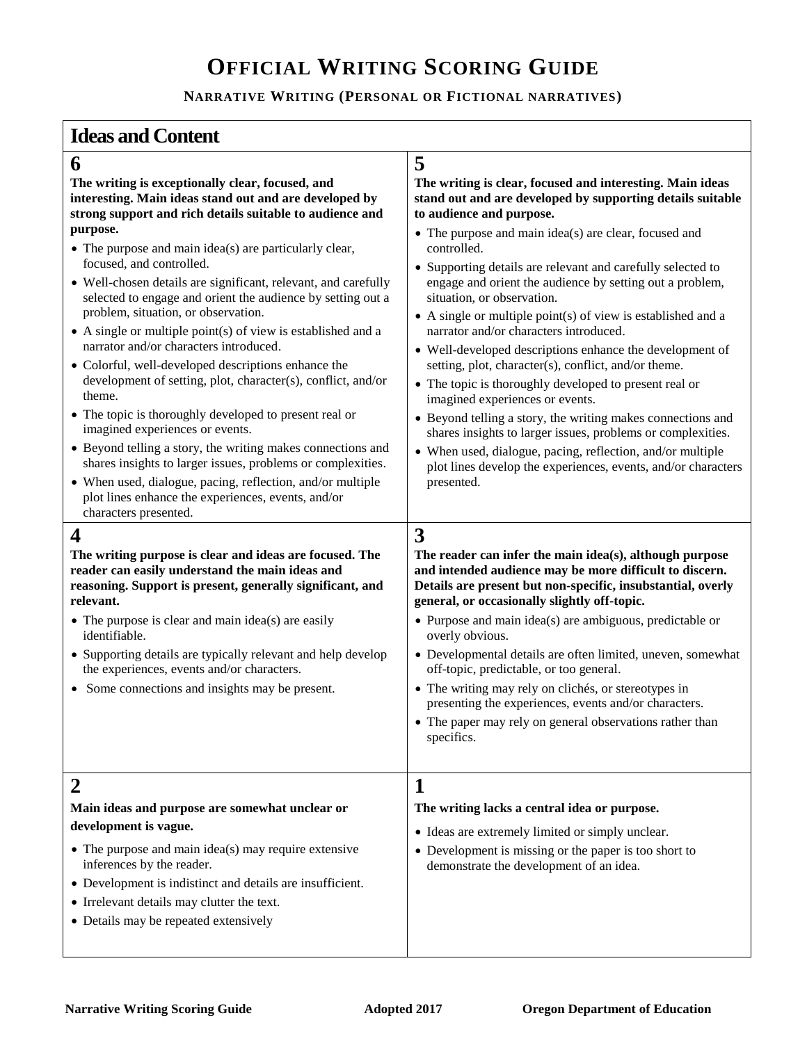# Official Writing Scoring Guide

### Narrative Writing (Personal or Fictional narratives)

## Ideas and Content

### 6

**The writing is exceptionally clear, focused, and interesting. Main ideas stand out and are developed by strong support and rich details suitable to audience and purpose.**

- The purpose and main idea(s) are particularly clear, focused, and controlled.
- Well-chosen details are significant, relevant, and carefully selected to engage and orient the audience by setting out a problem, situation, or observation.
- A single or multiple point(s) of view is established and a narrator and/or characters introduced.
- Colorful, well-developed descriptions enhance the development of setting, plot, character(s), conflict, and/or theme.
- The topic is thoroughly developed to present real or imagined experiences or events.
- Beyond telling a story, the writing makes connections and shares insights to larger issues, problems or complexities.
- When used, dialogue, pacing, reflection, and/or multiple plot lines enhance the experiences, events, and/or characters presented.

### 5

**The writing is clear, focused and interesting. Main ideas stand out and are developed by supporting details suitable to audience and purpose.**

- The purpose and main idea(s) are clear, focused and controlled.
- Supporting details are relevant and carefully selected to engage and orient the audience by setting out a problem, situation, or observation.
- A single or multiple point(s) of view is established and a narrator and/or characters introduced.
- Well-developed descriptions enhance the development of setting, plot, character(s), conflict, and/or theme.
- The topic is thoroughly developed to present real or imagined experiences or events.
- Beyond telling a story, the writing makes connections and shares insights to larger issues, problems or complexities.
- When used, dialogue, pacing, reflection, and/or multiple plot lines develop the experiences, events, and/or characters presented.

### 4

**The writing purpose is clear and ideas are focused. The reader can easily understand the main ideas and reasoning. Support is present, generally significant, and relevant.**

- The purpose is clear and main idea(s) are easily identifiable.
- Supporting details are typically relevant and help develop the experiences, events and/or characters.
- Some connections and insights may be present.

### 3

**The reader can infer the main idea(s), although purpose and intended audience may be more difficult to discern. Details are present but non-specific, insubstantial, overly general, or occasionally slightly off-topic.**

- Purpose and main idea(s) are ambiguous, predictable or overly obvious.
- Developmental details are often limited, uneven, somewhat off-topic, predictable, or too general.
- The writing may rely on clichés, or stereotypes in presenting the experiences, events and/or characters.
- The paper may rely on general observations rather than specifics.

### 2

**Main ideas and purpose are somewhat unclear or development is vague.**

- The purpose and main idea(s) may require extensive inferences by the reader.
- Development is indistinct and details are insufficient.
- Irrelevant details may clutter the text.
- Details may be repeated extensively

### 1

**The writing lacks a central idea or purpose.**

- Ideas are extremely limited or simply unclear.
- Development is missing or the paper is too short to demonstrate the development of an idea.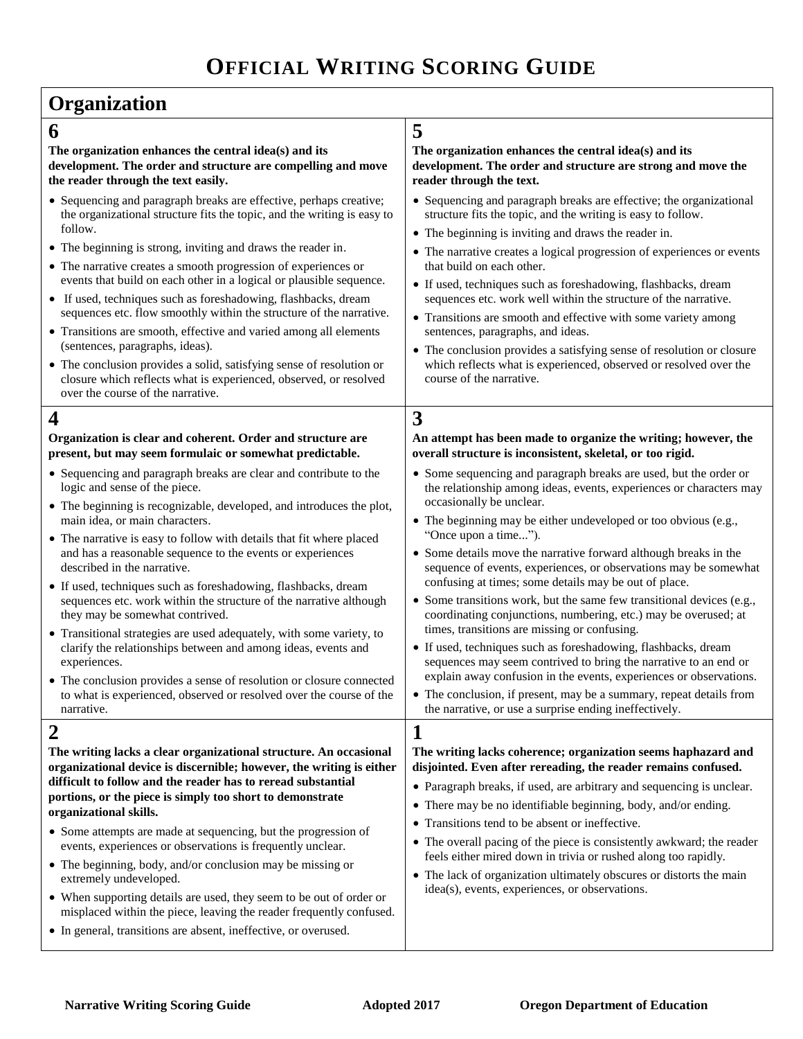# OFFICIAL WRITING SCORING GUIDE

## Organization

### 6

**The organization enhances the central idea(s) and its development. The order and structure are compelling and move the reader through the text easily.**

- Sequencing and paragraph breaks are effective, perhaps creative; the organizational structure fits the topic, and the writing is easy to follow.
- The beginning is strong, inviting and draws the reader in.
- The narrative creates a smooth progression of experiences or events that build on each other in a logical or plausible sequence.
- If used, techniques such as foreshadowing, flashbacks, dream sequences etc. flow smoothly within the structure of the narrative.
- Transitions are smooth, effective and varied among all elements (sentences, paragraphs, ideas).
- The conclusion provides a solid, satisfying sense of resolution or closure which reflects what is experienced, observed, or resolved over the course of the narrative.

### 5

**The organization enhances the central idea(s) and its development. The order and structure are strong and move the reader through the text.**

- Sequencing and paragraph breaks are effective; the organizational structure fits the topic, and the writing is easy to follow.
- The beginning is inviting and draws the reader in.
- The narrative creates a logical progression of experiences or events that build on each other.
- If used, techniques such as foreshadowing, flashbacks, dream sequences etc. work well within the structure of the narrative.
- Transitions are smooth and effective with some variety among sentences, paragraphs, and ideas.
- The conclusion provides a satisfying sense of resolution or closure which reflects what is experienced, observed or resolved over the course of the narrative.

### 4

**Organization is clear and coherent. Order and structure are present, but may seem formulaic or somewhat predictable.**

- Sequencing and paragraph breaks are clear and contribute to the logic and sense of the piece.
- The beginning is recognizable, developed, and introduces the plot, main idea, or main characters.
- The narrative is easy to follow with details that fit where placed and has a reasonable sequence to the events or experiences described in the narrative.
- If used, techniques such as foreshadowing, flashbacks, dream sequences etc. work within the structure of the narrative although they may be somewhat contrived.
- Transitional strategies are used adequately, with some variety, to clarify the relationships between and among ideas, events and experiences.
- The conclusion provides a sense of resolution or closure connected to what is experienced, observed or resolved over the course of the narrative.

### 3

**An attempt has been made to organize the writing; however, the overall structure is inconsistent, skeletal, or too rigid.**

- Some sequencing and paragraph breaks are used, but the order or the relationship among ideas, events, experiences or characters may occasionally be unclear.
- The beginning may be either undeveloped or too obvious (e.g., "Once upon a time...").
- Some details move the narrative forward although breaks in the sequence of events, experiences, or observations may be somewhat confusing at times; some details may be out of place.
- Some transitions work, but the same few transitional devices (e.g., coordinating conjunctions, numbering, etc.) may be overused; at times, transitions are missing or confusing.
- If used, techniques such as foreshadowing, flashbacks, dream sequences may seem contrived to bring the narrative to an end or explain away confusion in the events, experiences or observations.
- The conclusion, if present, may be a summary, repeat details from the narrative, or use a surprise ending ineffectively.

### 2

**The writing lacks a clear organizational structure. An occasional organizational device is discernible; however, the writing is either difficult to follow and the reader has to reread substantial portions, or the piece is simply too short to demonstrate organizational skills.**

- Some attempts are made at sequencing, but the progression of events, experiences or observations is frequently unclear.
- The beginning, body, and/or conclusion may be missing or extremely undeveloped.
- When supporting details are used, they seem to be out of order or misplaced within the piece, leaving the reader frequently confused.
- In general, transitions are absent, ineffective, or overused.

### 1

**The writing lacks coherence; organization seems haphazard and disjointed. Even after rereading, the reader remains confused.**

- Paragraph breaks, if used, are arbitrary and sequencing is unclear.
- There may be no identifiable beginning, body, and/or ending.
- Transitions tend to be absent or ineffective.
- The overall pacing of the piece is consistently awkward; the reader feels either mired down in trivia or rushed along too rapidly.
- The lack of organization ultimately obscures or distorts the main idea(s), events, experiences, or observations.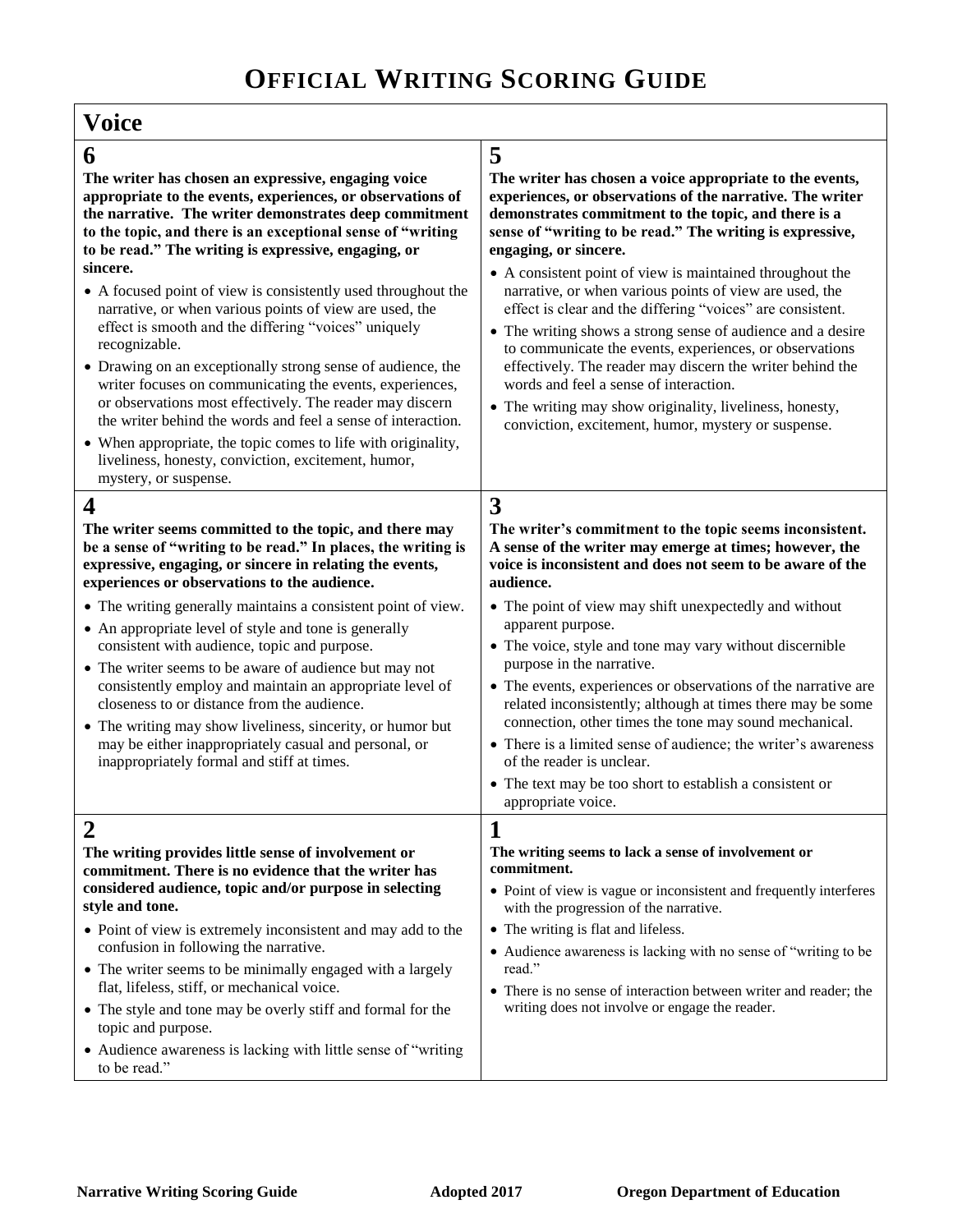# OFFICIAL WRITING SCORING GUIDE

## Voice

### 6

**The writer has chosen an expressive, engaging voice appropriate to the events, experiences, or observations of the narrative. The writer demonstrates deep commitment to the topic, and there is an exceptional sense of "writing to be read." The writing is expressive, engaging, or sincere.**

- A focused point of view is consistently used throughout the narrative, or when various points of view are used, the effect is smooth and the differing "voices" uniquely recognizable.
- Drawing on an exceptionally strong sense of audience, the writer focuses on communicating the events, experiences, or observations most effectively. The reader may discern the writer behind the words and feel a sense of interaction.
- When appropriate, the topic comes to life with originality, liveliness, honesty, conviction, excitement, humor, mystery, or suspense.

### 5

**The writer has chosen a voice appropriate to the events, experiences, or observations of the narrative. The writer demonstrates commitment to the topic, and there is a sense of "writing to be read." The writing is expressive, engaging, or sincere.**

- A consistent point of view is maintained throughout the narrative, or when various points of view are used, the effect is clear and the differing "voices" are consistent.
- The writing shows a strong sense of audience and a desire to communicate the events, experiences, or observations effectively. The reader may discern the writer behind the words and feel a sense of interaction.
- The writing may show originality, liveliness, honesty, conviction, excitement, humor, mystery or suspense.

### 4

**The writer seems committed to the topic, and there may be a sense of "writing to be read." In places, the writing is expressive, engaging, or sincere in relating the events, experiences or observations to the audience.**

- The writing generally maintains a consistent point of view.
- An appropriate level of style and tone is generally consistent with audience, topic and purpose.
- The writer seems to be aware of audience but may not consistently employ and maintain an appropriate level of closeness to or distance from the audience.
- The writing may show liveliness, sincerity, or humor but may be either inappropriately casual and personal, or inappropriately formal and stiff at times.

### 3

**The writer's commitment to the topic seems inconsistent. A sense of the writer may emerge at times; however, the voice is inconsistent and does not seem to be aware of the audience.**

- The point of view may shift unexpectedly and without apparent purpose.
- The voice, style and tone may vary without discernible purpose in the narrative.
- The events, experiences or observations of the narrative are related inconsistently; although at times there may be some connection, other times the tone may sound mechanical.
- There is a limited sense of audience; the writer's awareness of the reader is unclear.
- The text may be too short to establish a consistent or appropriate voice.

### 2

**The writing provides little sense of involvement or commitment. There is no evidence that the writer has considered audience, topic and/or purpose in selecting style and tone.**

- Point of view is extremely inconsistent and may add to the confusion in following the narrative.
- The writer seems to be minimally engaged with a largely flat, lifeless, stiff, or mechanical voice.
- The style and tone may be overly stiff and formal for the topic and purpose.
- Audience awareness is lacking with little sense of "writing to be read."

### 1

**The writing seems to lack a sense of involvement or commitment.**

- Point of view is vague or inconsistent and frequently interferes with the progression of the narrative.
- The writing is flat and lifeless.
- Audience awareness is lacking with no sense of "writing to be read."
- There is no sense of interaction between writer and reader; the writing does not involve or engage the reader.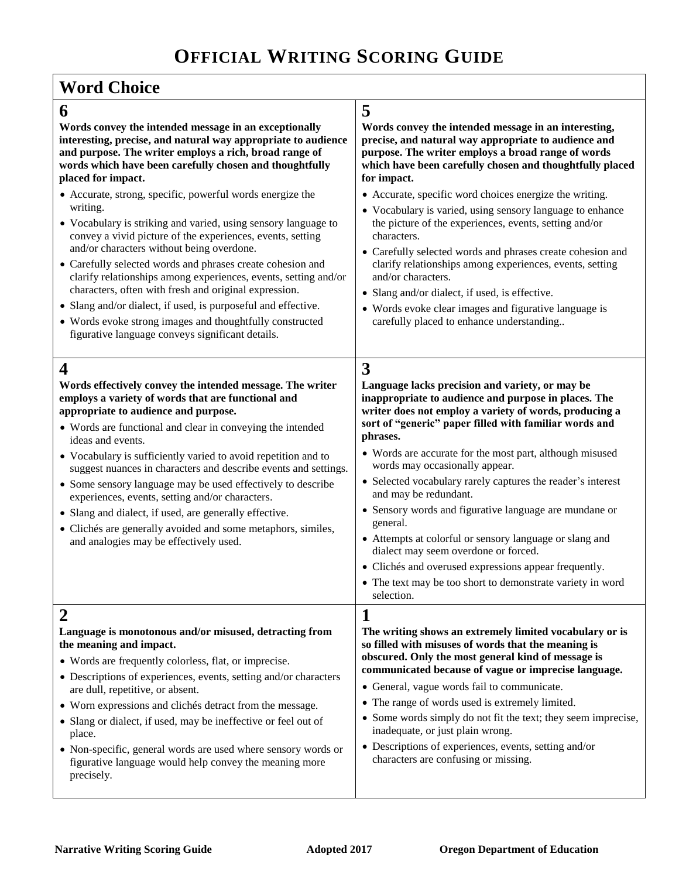# OFFICIAL WRITING SCORING GUIDE

## Word Choice

### 6

**Words convey the intended message in an exceptionally interesting, precise, and natural way appropriate to audience and purpose. The writer employs a rich, broad range of words which have been carefully chosen and thoughtfully placed for impact.**

- Accurate, strong, specific, powerful words energize the writing.
- Vocabulary is striking and varied, using sensory language to convey a vivid picture of the experiences, events, setting and/or characters without being overdone.
- Carefully selected words and phrases create cohesion and clarify relationships among experiences, events, setting and/or characters, often with fresh and original expression.
- Slang and/or dialect, if used, is purposeful and effective.
- Words evoke strong images and thoughtfully constructed figurative language conveys significant details.

### 5

**Words convey the intended message in an interesting, precise, and natural way appropriate to audience and purpose. The writer employs a broad range of words which have been carefully chosen and thoughtfully placed for impact.**

- Accurate, specific word choices energize the writing.
- Vocabulary is varied, using sensory language to enhance the picture of the experiences, events, setting and/or characters.
- Carefully selected words and phrases create cohesion and clarify relationships among experiences, events, setting and/or characters.
- Slang and/or dialect, if used, is effective.
- Words evoke clear images and figurative language is carefully placed to enhance understanding..

### 4

**Words effectively convey the intended message. The writer employs a variety of words that are functional and appropriate to audience and purpose.**

- Words are functional and clear in conveying the intended ideas and events.
- Vocabulary is sufficiently varied to avoid repetition and to suggest nuances in characters and describe events and settings.
- Some sensory language may be used effectively to describe experiences, events, setting and/or characters.
- Slang and dialect, if used, are generally effective.
- Clichés are generally avoided and some metaphors, similes, and analogies may be effectively used.

### 3

**Language lacks precision and variety, or may be inappropriate to audience and purpose in places. The writer does not employ a variety of words, producing a sort of "generic" paper filled with familiar words and phrases.**

- Words are accurate for the most part, although misused words may occasionally appear.
- Selected vocabulary rarely captures the reader's interest and may be redundant.
- Sensory words and figurative language are mundane or general.
- Attempts at colorful or sensory language or slang and dialect may seem overdone or forced.
- Clichés and overused expressions appear frequently.
- The text may be too short to demonstrate variety in word selection.

### 2

**Language is monotonous and/or misused, detracting from the meaning and impact.**

- Words are frequently colorless, flat, or imprecise.
- Descriptions of experiences, events, setting and/or characters are dull, repetitive, or absent.
- Worn expressions and clichés detract from the message.
- Slang or dialect, if used, may be ineffective or feel out of place.
- Non-specific, general words are used where sensory words or figurative language would help convey the meaning more precisely.

### 1

**The writing shows an extremely limited vocabulary or is so filled with misuses of words that the meaning is obscured. Only the most general kind of message is communicated because of vague or imprecise language.**

- General, vague words fail to communicate.
- The range of words used is extremely limited.
- Some words simply do not fit the text; they seem imprecise, inadequate, or just plain wrong.
- Descriptions of experiences, events, setting and/or characters are confusing or missing.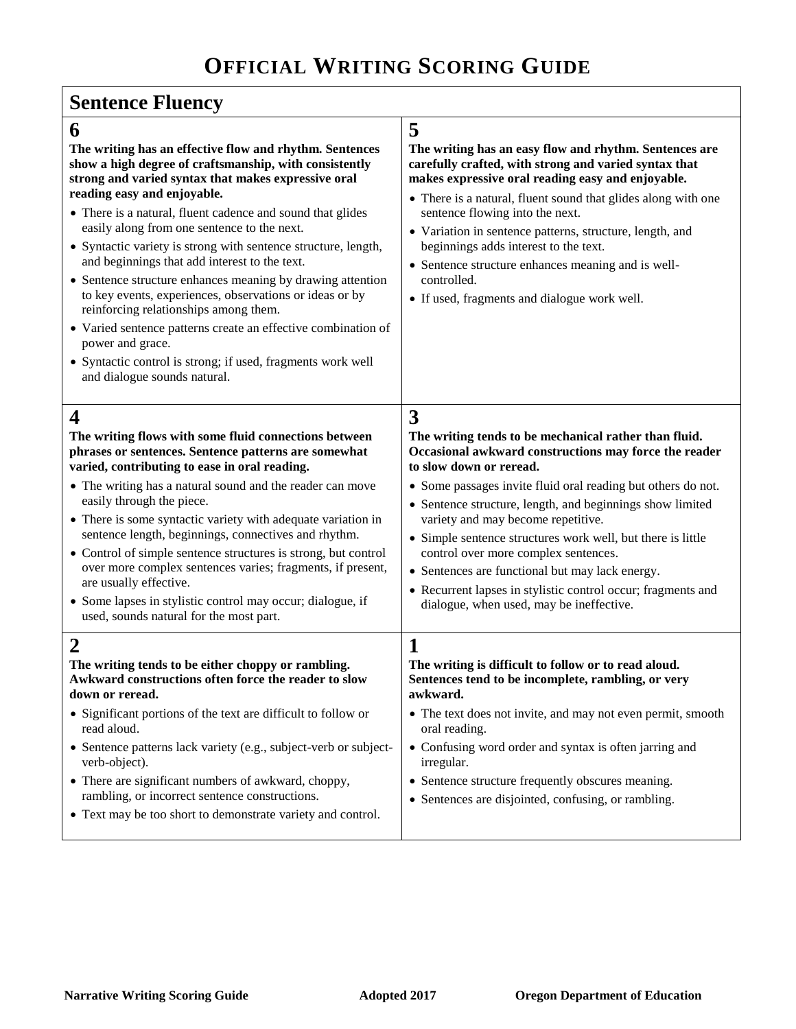# OFFICIAL WRITING SCORING GUIDE

## Sentence Fluency

### 6

**The writing has an effective flow and rhythm. Sentences show a high degree of craftsmanship, with consistently strong and varied syntax that makes expressive oral reading easy and enjoyable.**

- There is a natural, fluent cadence and sound that glides easily along from one sentence to the next.
- Syntactic variety is strong with sentence structure, length, and beginnings that add interest to the text.
- Sentence structure enhances meaning by drawing attention to key events, experiences, observations or ideas or by reinforcing relationships among them.
- Varied sentence patterns create an effective combination of power and grace.
- Syntactic control is strong; if used, fragments work well and dialogue sounds natural.

### 5

**The writing has an easy flow and rhythm. Sentences are carefully crafted, with strong and varied syntax that makes expressive oral reading easy and enjoyable.**

- There is a natural, fluent sound that glides along with one sentence flowing into the next.
- Variation in sentence patterns, structure, length, and beginnings adds interest to the text.
- Sentence structure enhances meaning and is well-controlled.
- If used, fragments and dialogue work well.

### 4

**The writing flows with some fluid connections between phrases or sentences. Sentence patterns are somewhat varied, contributing to ease in oral reading.**

- The writing has a natural sound and the reader can move easily through the piece.
- There is some syntactic variety with adequate variation in sentence length, beginnings, connectives and rhythm.
- Control of simple sentence structures is strong, but control over more complex sentences varies; fragments, if present, are usually effective.
- Some lapses in stylistic control may occur; dialogue, if used, sounds natural for the most part.

### 3

**The writing tends to be mechanical rather than fluid. Occasional awkward constructions may force the reader to slow down or reread.**

- Some passages invite fluid oral reading but others do not.
- Sentence structure, length, and beginnings show limited variety and may become repetitive.
- Simple sentence structures work well, but there is little control over more complex sentences.
- Sentences are functional but may lack energy.
- Recurrent lapses in stylistic control occur; fragments and dialogue, when used, may be ineffective.

### 2

**The writing tends to be either choppy or rambling. Awkward constructions often force the reader to slow down or reread.**

- Significant portions of the text are difficult to follow or read aloud.
- Sentence patterns lack variety (e.g., subject-verb or subject-verb-object).
- There are significant numbers of awkward, choppy, rambling, or incorrect sentence constructions.
- Text may be too short to demonstrate variety and control.

### 1

**The writing is difficult to follow or to read aloud. Sentences tend to be incomplete, rambling, or very awkward.**

- The text does not invite, and may not even permit, smooth oral reading.
- Confusing word order and syntax is often jarring and irregular.
- Sentence structure frequently obscures meaning.
- Sentences are disjointed, confusing, or rambling.

**Narrative Writing Scoring Guide** **Adopted 2017** **Oregon Department of Education**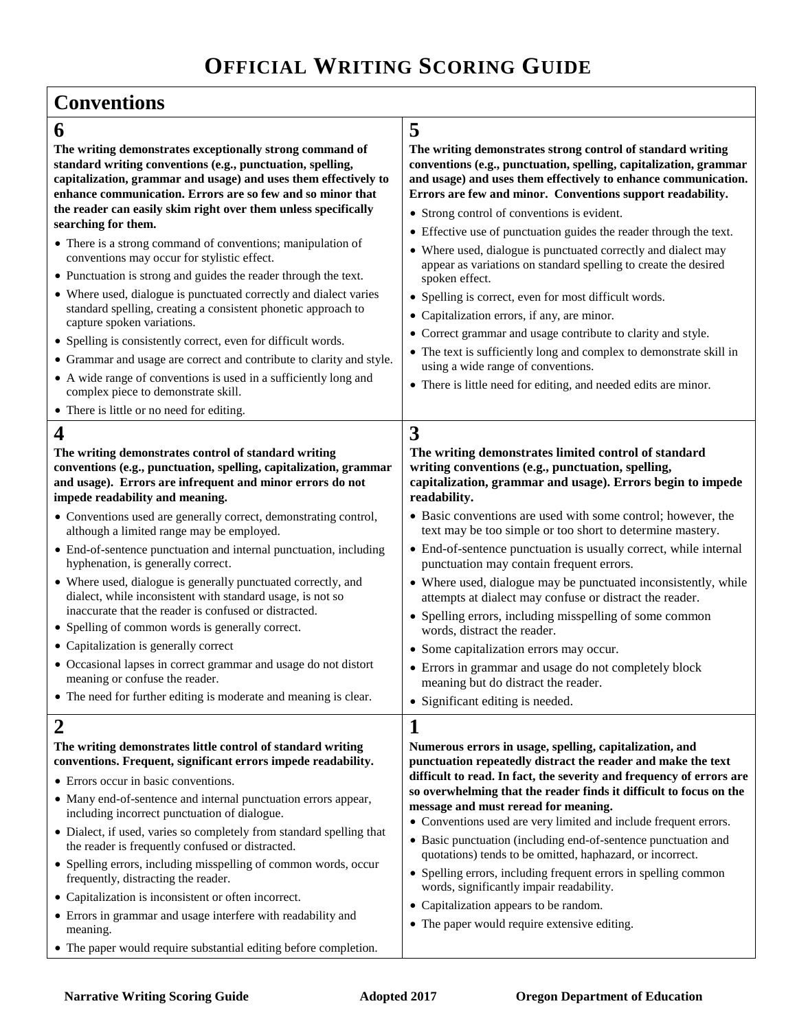# OFFICIAL WRITING SCORING GUIDE

## Conventions

### 6

**The writing demonstrates exceptionally strong command of standard writing conventions (e.g., punctuation, spelling, capitalization, grammar and usage) and uses them effectively to enhance communication. Errors are so few and so minor that the reader can easily skim right over them unless specifically searching for them.**

- There is a strong command of conventions; manipulation of conventions may occur for stylistic effect.
- Punctuation is strong and guides the reader through the text.
- Where used, dialogue is punctuated correctly and dialect varies standard spelling, creating a consistent phonetic approach to capture spoken variations.
- Spelling is consistently correct, even for difficult words.
- Grammar and usage are correct and contribute to clarity and style.
- A wide range of conventions is used in a sufficiently long and complex piece to demonstrate skill.
- There is little or no need for editing.

### 5

**The writing demonstrates strong control of standard writing conventions (e.g., punctuation, spelling, capitalization, grammar and usage) and uses them effectively to enhance communication. Errors are few and minor. Conventions support readability.**

- Strong control of conventions is evident.
- Effective use of punctuation guides the reader through the text.
- Where used, dialogue is punctuated correctly and dialect may appear as variations on standard spelling to create the desired spoken effect.
- Spelling is correct, even for most difficult words.
- Capitalization errors, if any, are minor.
- Correct grammar and usage contribute to clarity and style.
- The text is sufficiently long and complex to demonstrate skill in using a wide range of conventions.
- There is little need for editing, and needed edits are minor.

### 4

**The writing demonstrates control of standard writing conventions (e.g., punctuation, spelling, capitalization, grammar and usage). Errors are infrequent and minor errors do not impede readability and meaning.**

- Conventions used are generally correct, demonstrating control, although a limited range may be employed.
- End-of-sentence punctuation and internal punctuation, including hyphenation, is generally correct.
- Where used, dialogue is generally punctuated correctly, and dialect, while inconsistent with standard usage, is not so inaccurate that the reader is confused or distracted.
- Spelling of common words is generally correct.
- Capitalization is generally correct
- Occasional lapses in correct grammar and usage do not distort meaning or confuse the reader.
- The need for further editing is moderate and meaning is clear.

### 3

**The writing demonstrates limited control of standard writing conventions (e.g., punctuation, spelling, capitalization, grammar and usage). Errors begin to impede readability.**

- Basic conventions are used with some control; however, the text may be too simple or too short to determine mastery.
- End-of-sentence punctuation is usually correct, while internal punctuation may contain frequent errors.
- Where used, dialogue may be punctuated inconsistently, while attempts at dialect may confuse or distract the reader.
- Spelling errors, including misspelling of some common words, distract the reader.
- Some capitalization errors may occur.
- Errors in grammar and usage do not completely block meaning but do distract the reader.
- Significant editing is needed.

### 2

**The writing demonstrates little control of standard writing conventions. Frequent, significant errors impede readability.**

- Errors occur in basic conventions.
- Many end-of-sentence and internal punctuation errors appear, including incorrect punctuation of dialogue.
- Dialect, if used, varies so completely from standard spelling that the reader is frequently confused or distracted.
- Spelling errors, including misspelling of common words, occur frequently, distracting the reader.
- Capitalization is inconsistent or often incorrect.
- Errors in grammar and usage interfere with readability and meaning.
- The paper would require substantial editing before completion.

### 1

**Numerous errors in usage, spelling, capitalization, and punctuation repeatedly distract the reader and make the text difficult to read. In fact, the severity and frequency of errors are so overwhelming that the reader finds it difficult to focus on the message and must reread for meaning.**

- Conventions used are very limited and include frequent errors.
- Basic punctuation (including end-of-sentence punctuation and quotations) tends to be omitted, haphazard, or incorrect.
- Spelling errors, including frequent errors in spelling common words, significantly impair readability.
- Capitalization appears to be random.
- The paper would require extensive editing.

**Narrative Writing Scoring Guide** **Adopted 2017** **Oregon Department of Education**